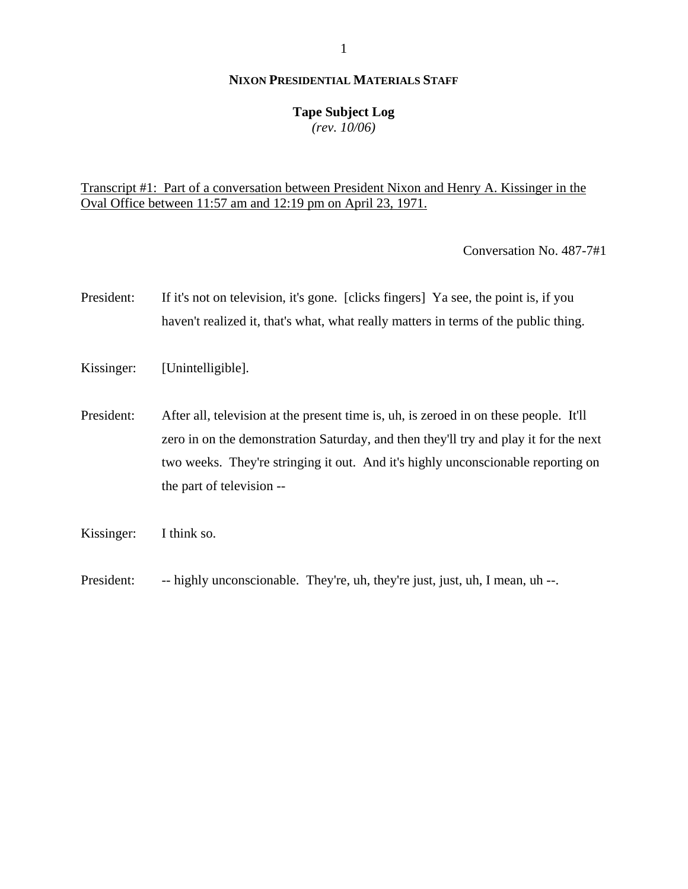**NIXON PRESIDENTIAL MATERIALS STAFF**

**Tape Subject Log**
*(rev. 10/06)*

<u>Transcript #1: Part of a conversation between President Nixon and Henry A. Kissinger in the Oval Office between 11:57 am and 12:19 pm on April 23, 1971.</u>

Conversation No. 487-7#1

President: If it's not on television, it's gone. [clicks fingers] Ya see, the point is, if you haven't realized it, that's what, what really matters in terms of the public thing.

Kissinger: [Unintelligible].

President: After all, television at the present time is, uh, is zeroed in on these people. It'll zero in on the demonstration Saturday, and then they'll try and play it for the next two weeks. They're stringing it out. And it's highly unconscionable reporting on the part of television --

Kissinger: I think so.

President: -- highly unconscionable. They're, uh, they're just, just, uh, I mean, uh --.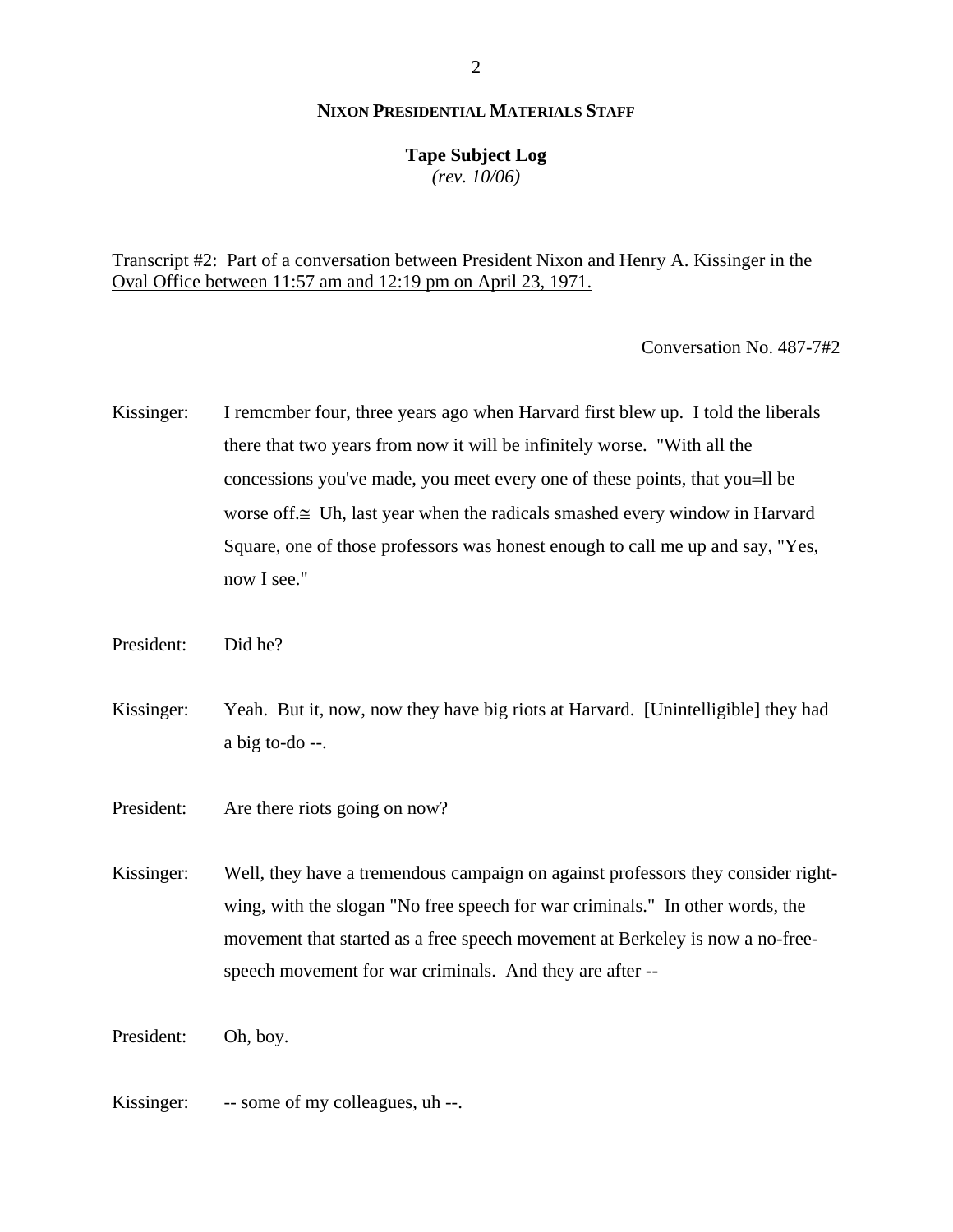**NIXON PRESIDENTIAL MATERIALS STAFF**

**Tape Subject Log**
*(rev. 10/06)*

Transcript #2: Part of a conversation between President Nixon and Henry A. Kissinger in the Oval Office between 11:57 am and 12:19 pm on April 23, 1971.

Conversation No. 487-7#2

Kissinger: I remcmber four, three years ago when Harvard first blew up. I told the liberals there that two years from now it will be infinitely worse. "With all the concessions you've made, you meet every one of these points, that you=ll be worse off.≅ Uh, last year when the radicals smashed every window in Harvard Square, one of those professors was honest enough to call me up and say, "Yes, now I see."

President: Did he?

Kissinger: Yeah. But it, now, now they have big riots at Harvard. [Unintelligible] they had a big to-do --.

President: Are there riots going on now?

Kissinger: Well, they have a tremendous campaign on against professors they consider right-wing, with the slogan "No free speech for war criminals." In other words, the movement that started as a free speech movement at Berkeley is now a no-free-speech movement for war criminals. And they are after --

President: Oh, boy.

Kissinger: -- some of my colleagues, uh --.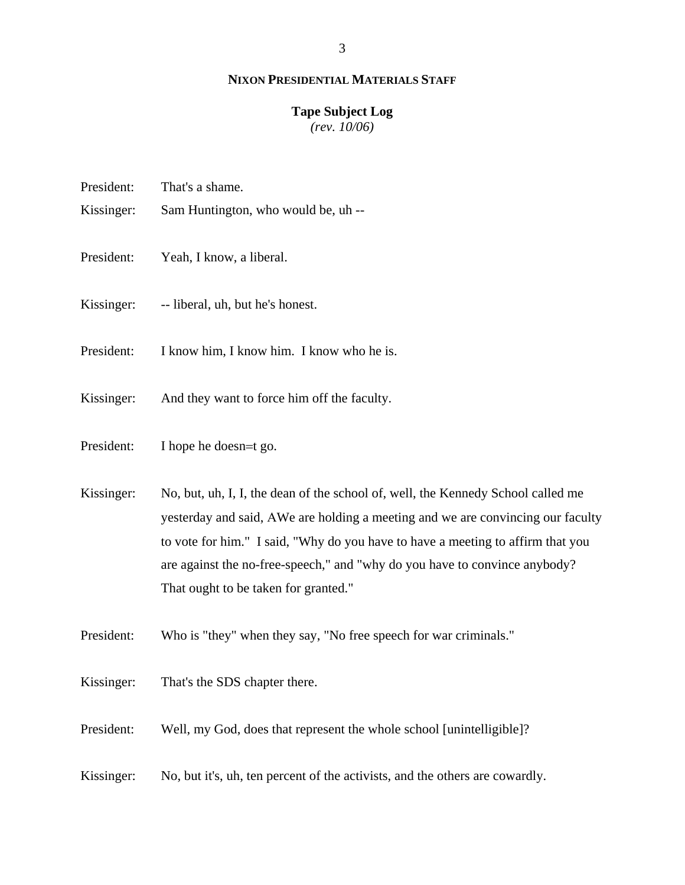**NIXON PRESIDENTIAL MATERIALS STAFF**

**Tape Subject Log**
*(rev. 10/06)*

President: That's a shame.

Kissinger: Sam Huntington, who would be, uh --

President: Yeah, I know, a liberal.

Kissinger: -- liberal, uh, but he's honest.

President: I know him, I know him. I know who he is.

Kissinger: And they want to force him off the faculty.

President: I hope he doesn=t go.

Kissinger: No, but, uh, I, I, the dean of the school of, well, the Kennedy School called me yesterday and said, AWe are holding a meeting and we are convincing our faculty to vote for him." I said, "Why do you have to have a meeting to affirm that you are against the no-free-speech," and "why do you have to convince anybody? That ought to be taken for granted."

President: Who is "they" when they say, "No free speech for war criminals."

Kissinger: That's the SDS chapter there.

President: Well, my God, does that represent the whole school [unintelligible]?

Kissinger: No, but it's, uh, ten percent of the activists, and the others are cowardly.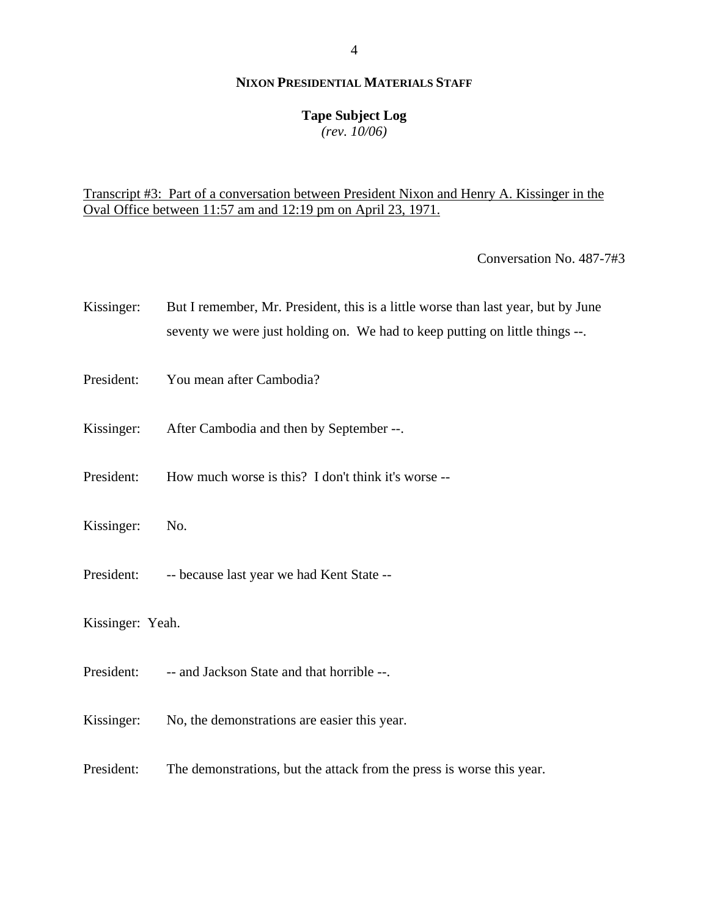**NIXON PRESIDENTIAL MATERIALS STAFF**

**Tape Subject Log**
*(rev. 10/06)*

Transcript #3: Part of a conversation between President Nixon and Henry A. Kissinger in the Oval Office between 11:57 am and 12:19 pm on April 23, 1971.

Conversation No. 487-7#3

Kissinger: But I remember, Mr. President, this is a little worse than last year, but by June seventy we were just holding on. We had to keep putting on little things --.

President: You mean after Cambodia?

Kissinger: After Cambodia and then by September --.

President: How much worse is this? I don't think it's worse --

Kissinger: No.

President: -- because last year we had Kent State --

Kissinger: Yeah.

President: -- and Jackson State and that horrible --.

Kissinger: No, the demonstrations are easier this year.

President: The demonstrations, but the attack from the press is worse this year.